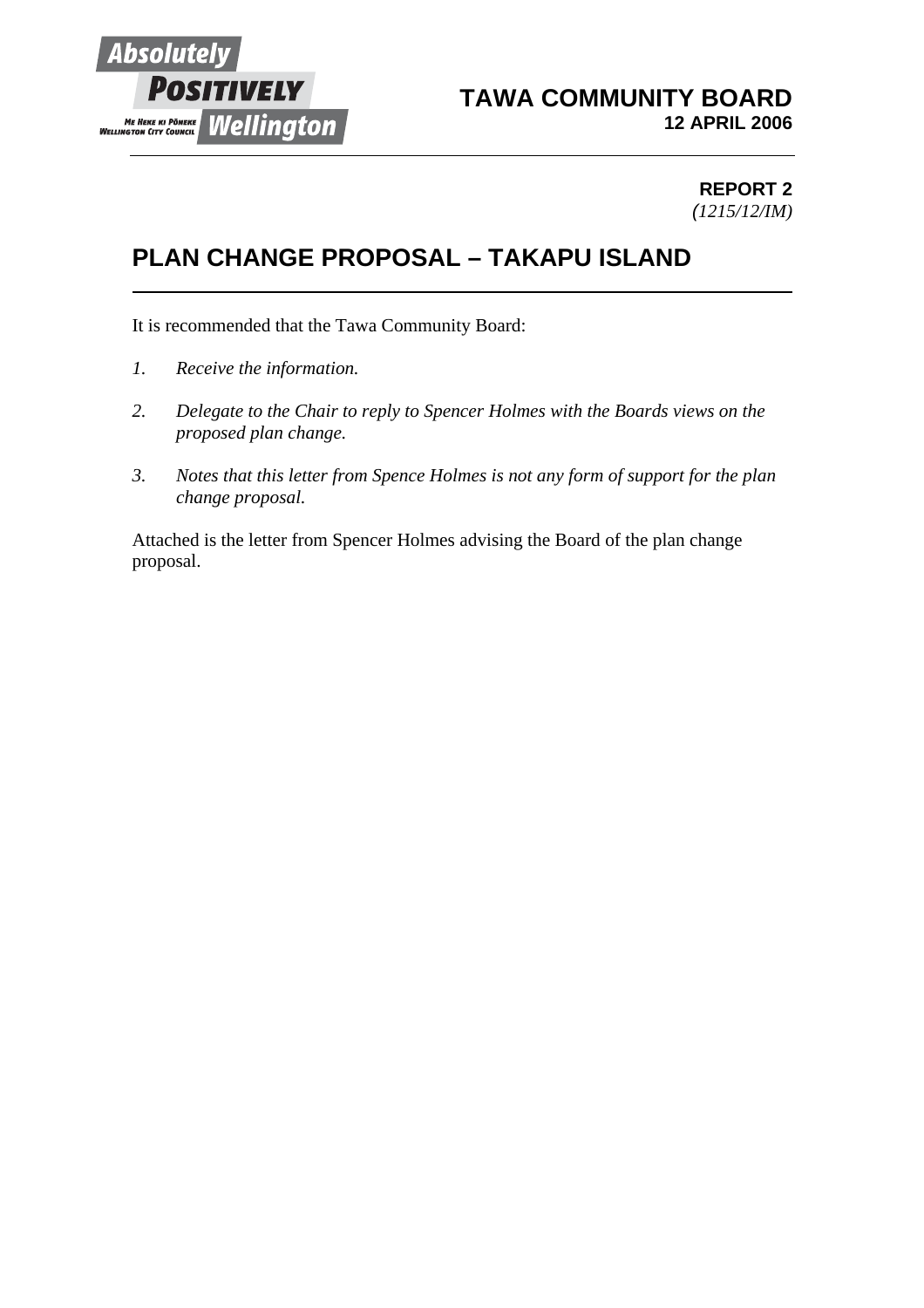**TAWA COMMUNITY BOARD**
**12 APRIL 2006**

**REPORT 2**
*(1215/12/IM)*

# PLAN CHANGE PROPOSAL – TAKAPU ISLAND

It is recommended that the Tawa Community Board:

1. *Receive the information.*
2. *Delegate to the Chair to reply to Spencer Holmes with the Boards views on the proposed plan change.*
3. *Notes that this letter from Spence Holmes is not any form of support for the plan change proposal.*

Attached is the letter from Spencer Holmes advising the Board of the plan change proposal.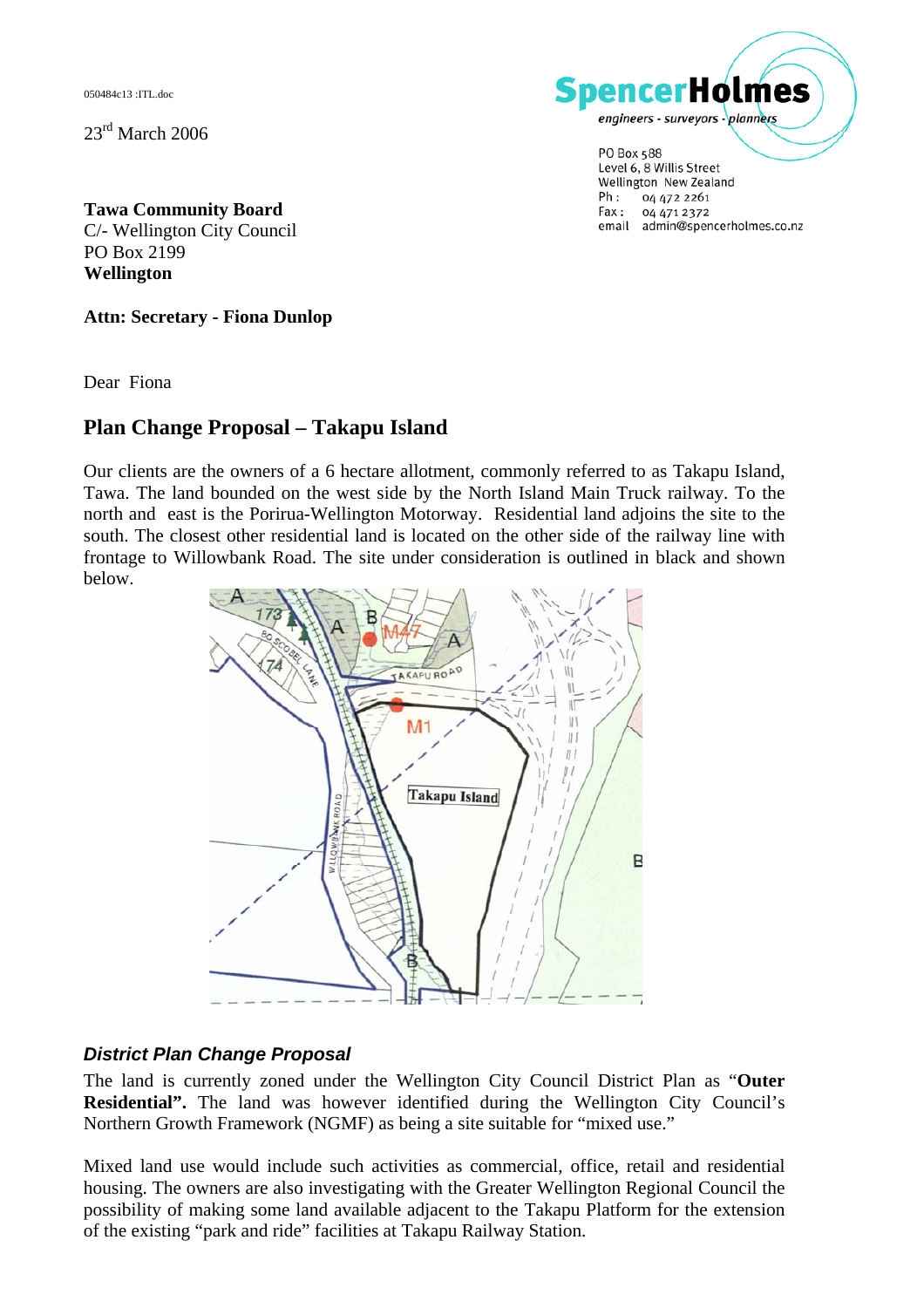050484c13 :ITL.doc

23rd March 2006

**SpencerHolmes**
*engineers - surveyors - planners*

PO Box 588
Level 6, 8 Willis Street
Wellington New Zealand
Ph : 04 472 2261
Fax : 04 471 2372
email admin@spencerholmes.co.nz

**Tawa Community Board**
C/- Wellington City Council
PO Box 2199
**Wellington**

**Attn: Secretary - Fiona Dunlop**

Dear Fiona

## Plan Change Proposal – Takapu Island

Our clients are the owners of a 6 hectare allotment, commonly referred to as Takapu Island, Tawa. The land bounded on the west side by the North Island Main Truck railway. To the north and east is the Porirua-Wellington Motorway. Residential land adjoins the site to the south. The closest other residential land is located on the other side of the railway line with frontage to Willowbank Road. The site under consideration is outlined in black and shown below.

### *District Plan Change Proposal*

The land is currently zoned under the Wellington City Council District Plan as "**Outer Residential**". The land was however identified during the Wellington City Council's Northern Growth Framework (NGMF) as being a site suitable for "mixed use."

Mixed land use would include such activities as commercial, office, retail and residential housing. The owners are also investigating with the Greater Wellington Regional Council the possibility of making some land available adjacent to the Takapu Platform for the extension of the existing "park and ride" facilities at Takapu Railway Station.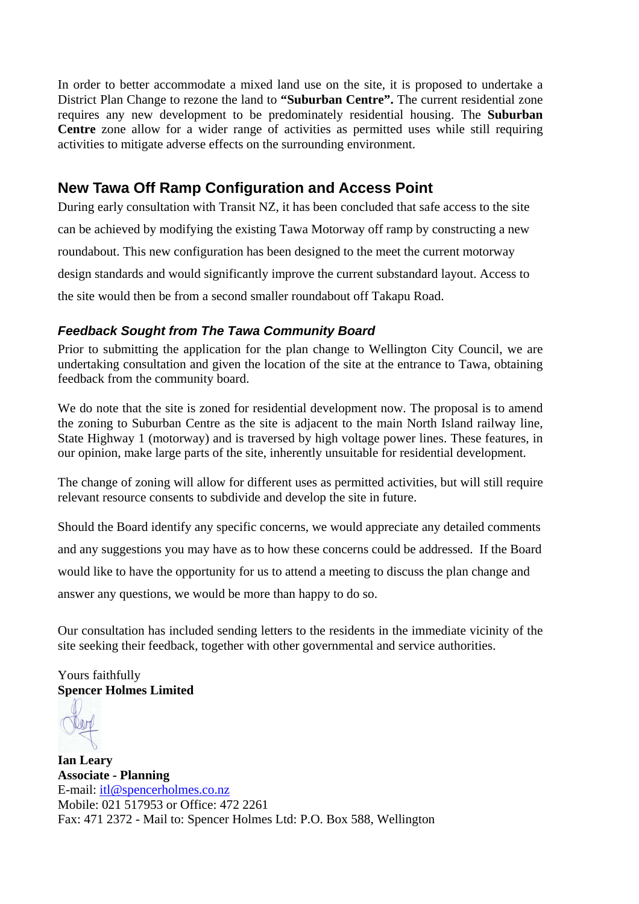In order to better accommodate a mixed land use on the site, it is proposed to undertake a District Plan Change to rezone the land to **"Suburban Centre".** The current residential zone requires any new development to be predominately residential housing. The **Suburban Centre** zone allow for a wider range of activities as permitted uses while still requiring activities to mitigate adverse effects on the surrounding environment.

## New Tawa Off Ramp Configuration and Access Point

During early consultation with Transit NZ, it has been concluded that safe access to the site can be achieved by modifying the existing Tawa Motorway off ramp by constructing a new roundabout. This new configuration has been designed to the meet the current motorway design standards and would significantly improve the current substandard layout. Access to the site would then be from a second smaller roundabout off Takapu Road.

### *Feedback Sought from The Tawa Community Board*

Prior to submitting the application for the plan change to Wellington City Council, we are undertaking consultation and given the location of the site at the entrance to Tawa, obtaining feedback from the community board.

We do note that the site is zoned for residential development now. The proposal is to amend the zoning to Suburban Centre as the site is adjacent to the main North Island railway line, State Highway 1 (motorway) and is traversed by high voltage power lines. These features, in our opinion, make large parts of the site, inherently unsuitable for residential development.

The change of zoning will allow for different uses as permitted activities, but will still require relevant resource consents to subdivide and develop the site in future.

Should the Board identify any specific concerns, we would appreciate any detailed comments and any suggestions you may have as to how these concerns could be addressed. If the Board would like to have the opportunity for us to attend a meeting to discuss the plan change and answer any questions, we would be more than happy to do so.

Our consultation has included sending letters to the residents in the immediate vicinity of the site seeking their feedback, together with other governmental and service authorities.

Yours faithfully
**Spencer Holmes Limited**

**Ian Leary**
**Associate - Planning**
E-mail: itl@spencerholmes.co.nz
Mobile: 021 517953 or Office: 472 2261
Fax: 471 2372 - Mail to: Spencer Holmes Ltd: P.O. Box 588, Wellington